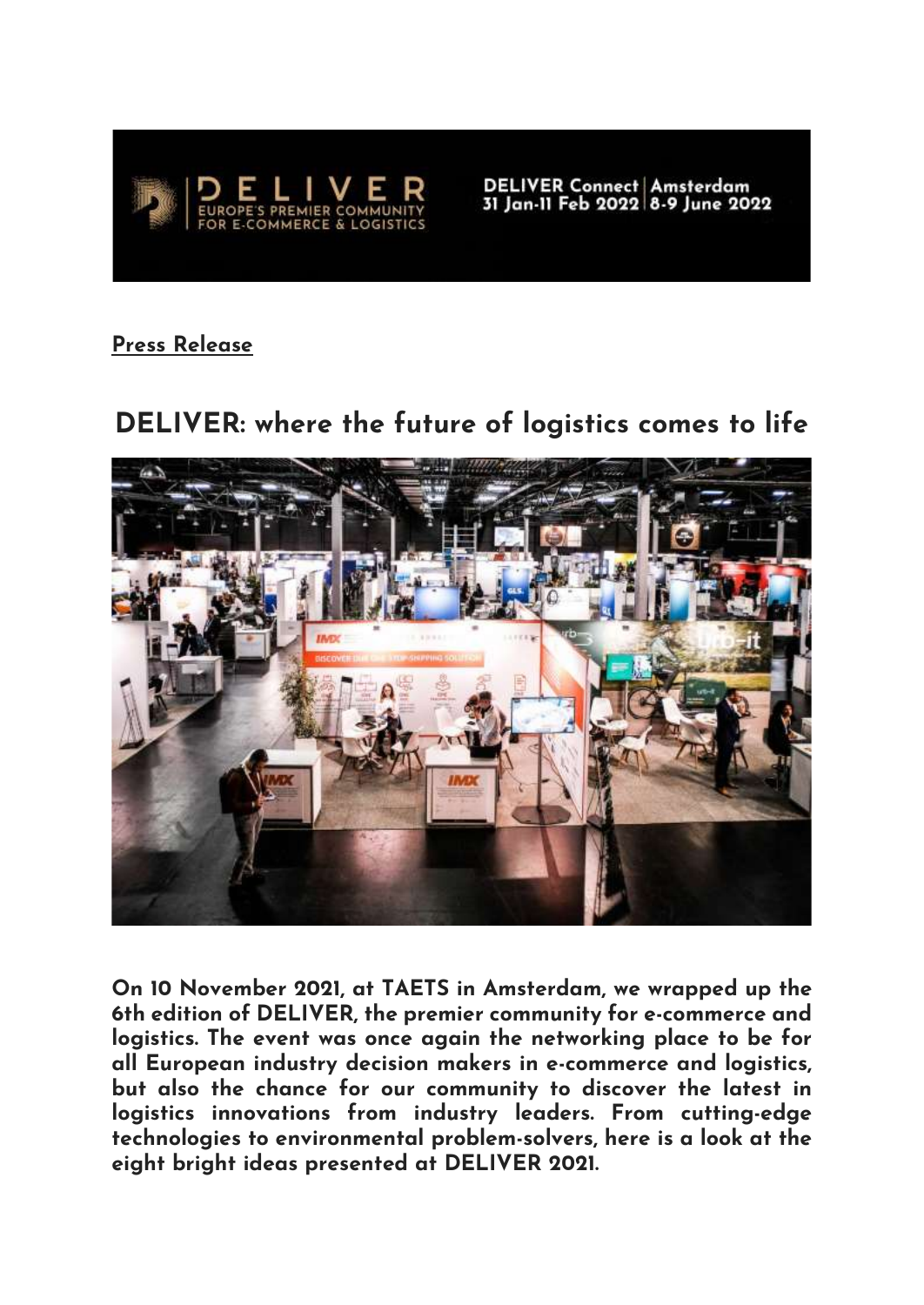DELIVER

EUROPE'S PREMIER COMMUNITY FOR E-COMMERCE & LOGISTICS

DELIVER Connect | Amsterdam
31 Jan-11 Feb 2022 | 8-9 June 2022

**Press Release**

# DELIVER: where the future of logistics comes to life

**On 10 November 2021, at TAETS in Amsterdam, we wrapped up the 6th edition of DELIVER, the premier community for e-commerce and logistics. The event was once again the networking place to be for all European industry decision makers in e-commerce and logistics, but also the chance for our community to discover the latest in logistics innovations from industry leaders. From cutting-edge technologies to environmental problem-solvers, here is a look at the eight bright ideas presented at DELIVER 2021.**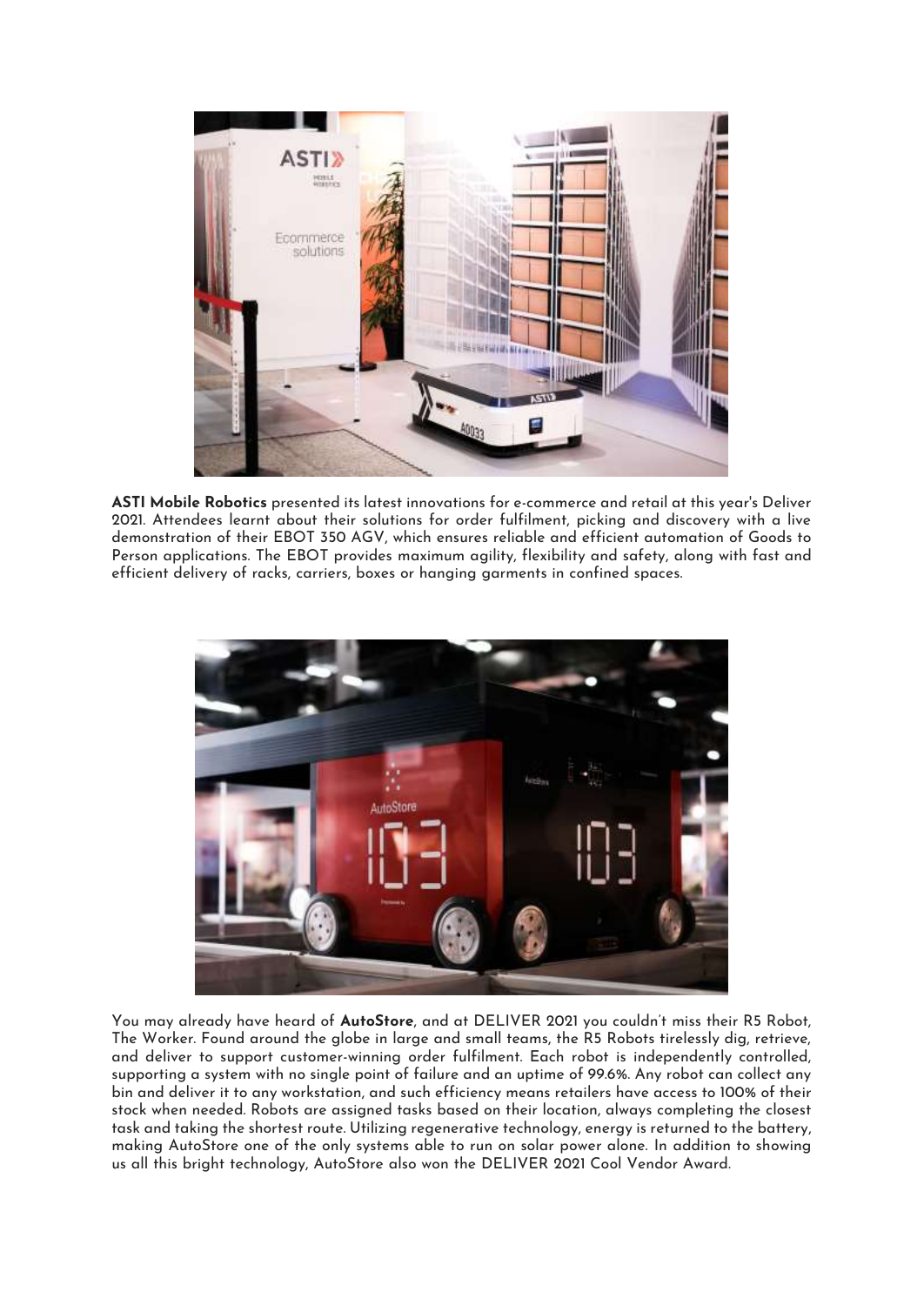**ASTI Mobile Robotics** presented its latest innovations for e-commerce and retail at this year's Deliver 2021. Attendees learnt about their solutions for order fulfilment, picking and discovery with a live demonstration of their EBOT 350 AGV, which ensures reliable and efficient automation of Goods to Person applications. The EBOT provides maximum agility, flexibility and safety, along with fast and efficient delivery of racks, carriers, boxes or hanging garments in confined spaces.

You may already have heard of **AutoStore**, and at DELIVER 2021 you couldn't miss their R5 Robot, The Worker. Found around the globe in large and small teams, the R5 Robots tirelessly dig, retrieve, and deliver to support customer-winning order fulfilment. Each robot is independently controlled, supporting a system with no single point of failure and an uptime of 99.6%. Any robot can collect any bin and deliver it to any workstation, and such efficiency means retailers have access to 100% of their stock when needed. Robots are assigned tasks based on their location, always completing the closest task and taking the shortest route. Utilizing regenerative technology, energy is returned to the battery, making AutoStore one of the only systems able to run on solar power alone. In addition to showing us all this bright technology, AutoStore also won the DELIVER 2021 Cool Vendor Award.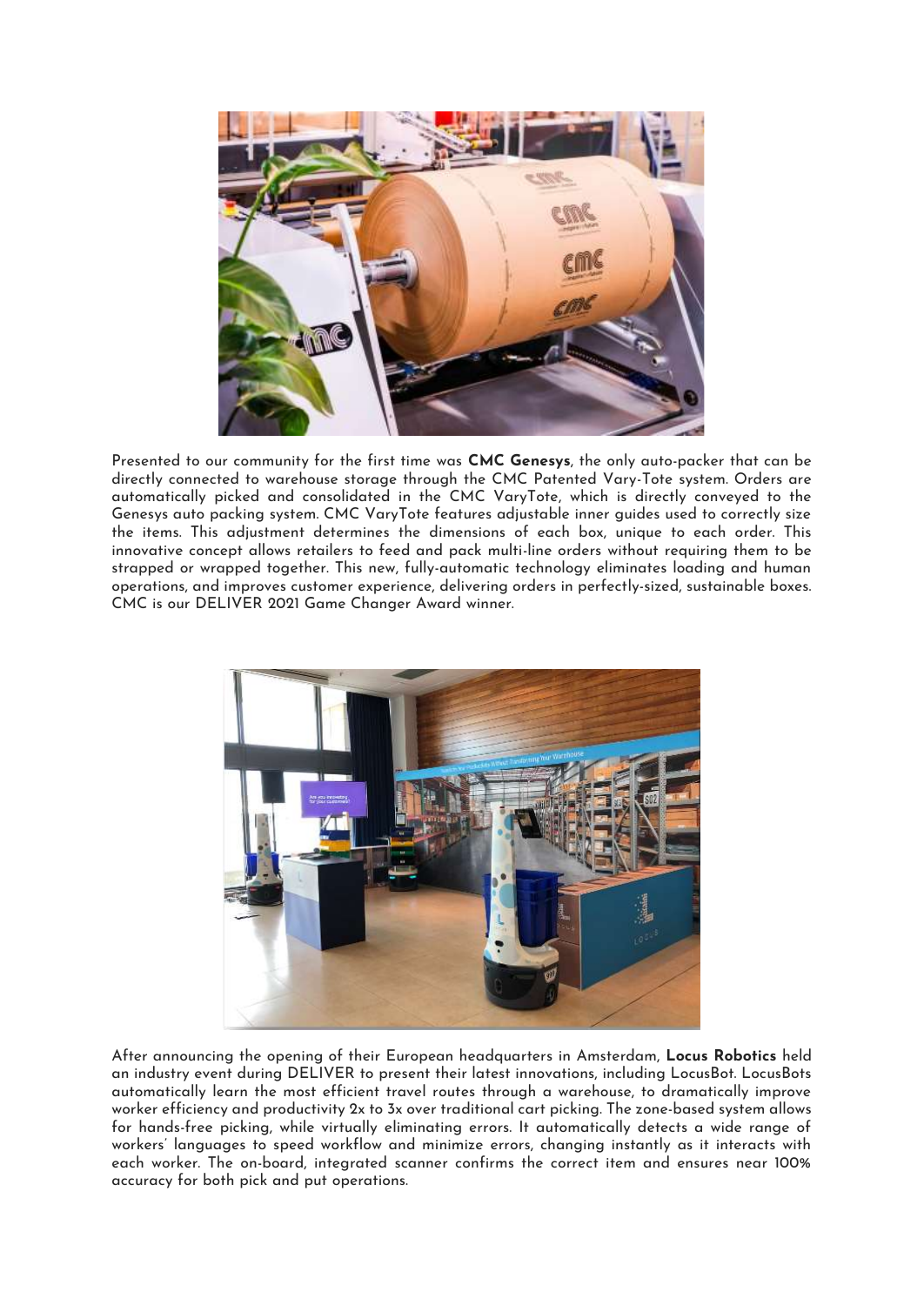Presented to our community for the first time was **CMC Genesys**, the only auto-packer that can be directly connected to warehouse storage through the CMC Patented Vary-Tote system. Orders are automatically picked and consolidated in the CMC VaryTote, which is directly conveyed to the Genesys auto packing system. CMC VaryTote features adjustable inner guides used to correctly size the items. This adjustment determines the dimensions of each box, unique to each order. This innovative concept allows retailers to feed and pack multi-line orders without requiring them to be strapped or wrapped together. This new, fully-automatic technology eliminates loading and human operations, and improves customer experience, delivering orders in perfectly-sized, sustainable boxes. CMC is our DELIVER 2021 Game Changer Award winner.

After announcing the opening of their European headquarters in Amsterdam, **Locus Robotics** held an industry event during DELIVER to present their latest innovations, including LocusBot. LocusBots automatically learn the most efficient travel routes through a warehouse, to dramatically improve worker efficiency and productivity 2x to 3x over traditional cart picking. The zone-based system allows for hands-free picking, while virtually eliminating errors. It automatically detects a wide range of workers' languages to speed workflow and minimize errors, changing instantly as it interacts with each worker. The on-board, integrated scanner confirms the correct item and ensures near 100% accuracy for both pick and put operations.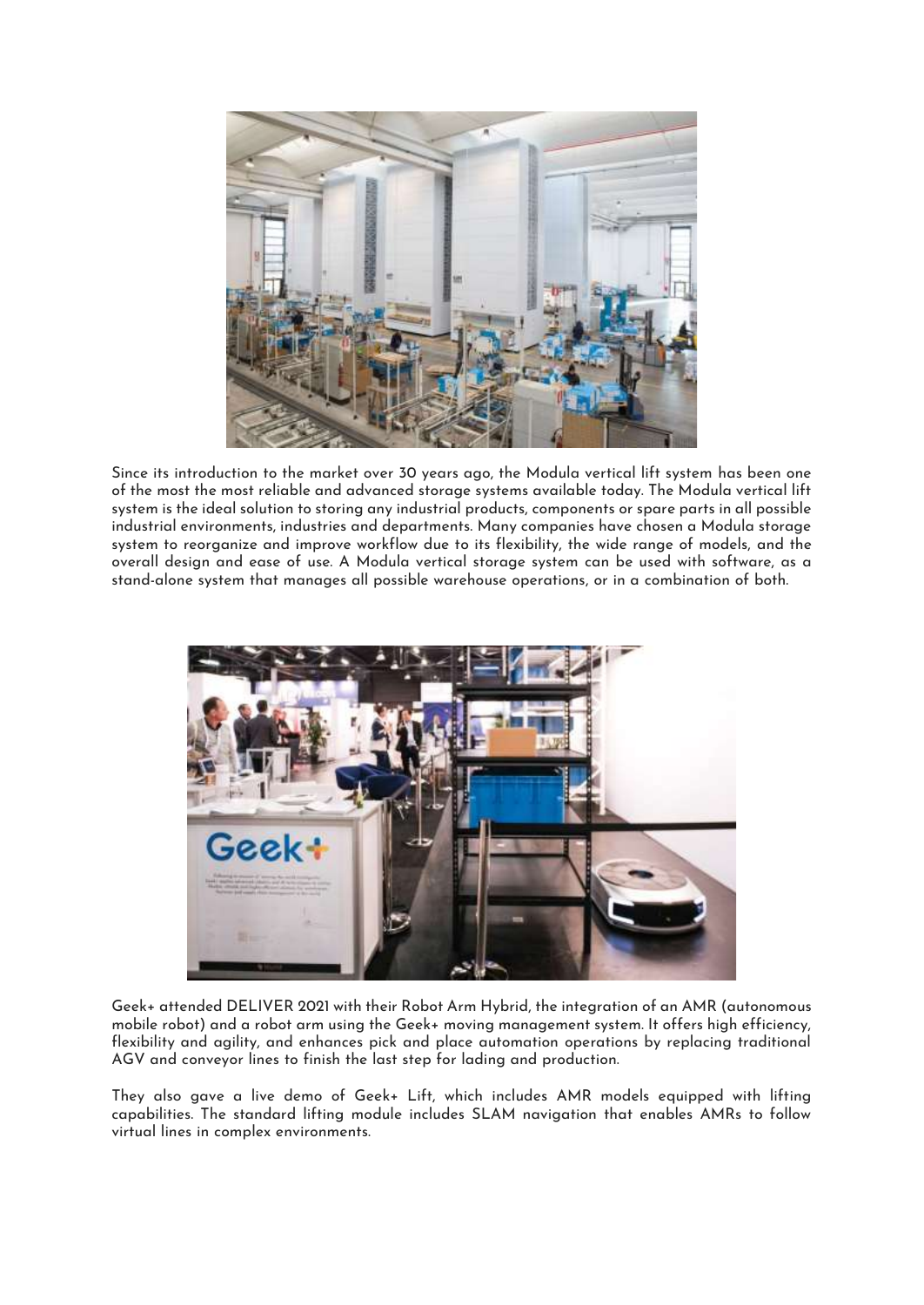Since its introduction to the market over 30 years ago, the Modula vertical lift system has been one of the most the most reliable and advanced storage systems available today. The Modula vertical lift system is the ideal solution to storing any industrial products, components or spare parts in all possible industrial environments, industries and departments. Many companies have chosen a Modula storage system to reorganize and improve workflow due to its flexibility, the wide range of models, and the overall design and ease of use. A Modula vertical storage system can be used with software, as a stand-alone system that manages all possible warehouse operations, or in a combination of both.

Geek+ attended DELIVER 2021 with their Robot Arm Hybrid, the integration of an AMR (autonomous mobile robot) and a robot arm using the Geek+ moving management system. It offers high efficiency, flexibility and agility, and enhances pick and place automation operations by replacing traditional AGV and conveyor lines to finish the last step for lading and production.

They also gave a live demo of Geek+ Lift, which includes AMR models equipped with lifting capabilities. The standard lifting module includes SLAM navigation that enables AMRs to follow virtual lines in complex environments.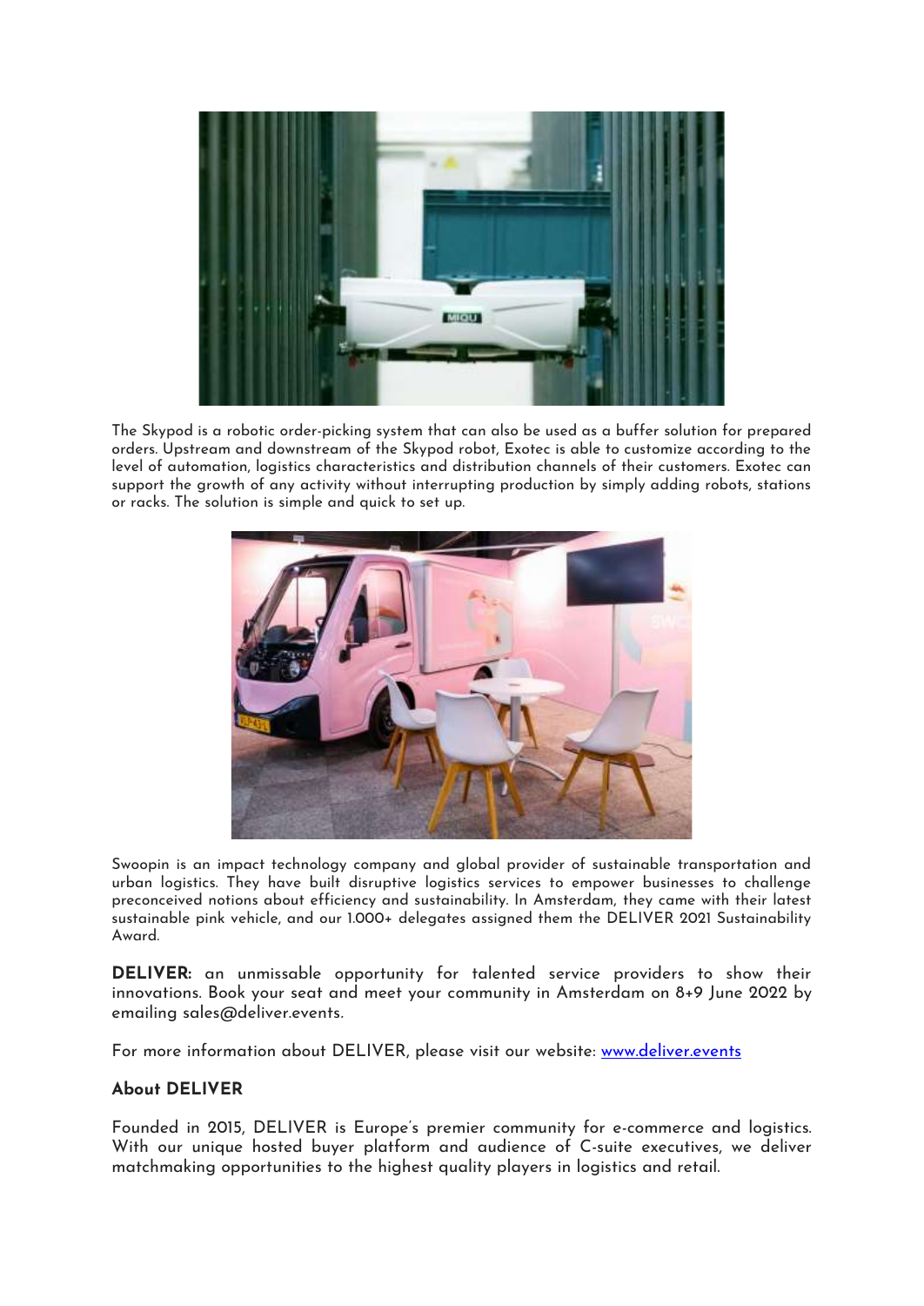The Skypod is a robotic order-picking system that can also be used as a buffer solution for prepared orders. Upstream and downstream of the Skypod robot, Exotec is able to customize according to the level of automation, logistics characteristics and distribution channels of their customers. Exotec can support the growth of any activity without interrupting production by simply adding robots, stations or racks. The solution is simple and quick to set up.

Swoopin is an impact technology company and global provider of sustainable transportation and urban logistics. They have built disruptive logistics services to empower businesses to challenge preconceived notions about efficiency and sustainability. In Amsterdam, they came with their latest sustainable pink vehicle, and our 1.000+ delegates assigned them the DELIVER 2021 Sustainability Award.

**DELIVER:** an unmissable opportunity for talented service providers to show their innovations. Book your seat and meet your community in Amsterdam on 8+9 June 2022 by emailing sales@deliver.events.

For more information about DELIVER, please visit our website: [www.deliver.events](http://www.deliver.events)

## About DELIVER

Founded in 2015, DELIVER is Europe's premier community for e-commerce and logistics. With our unique hosted buyer platform and audience of C-suite executives, we deliver matchmaking opportunities to the highest quality players in logistics and retail.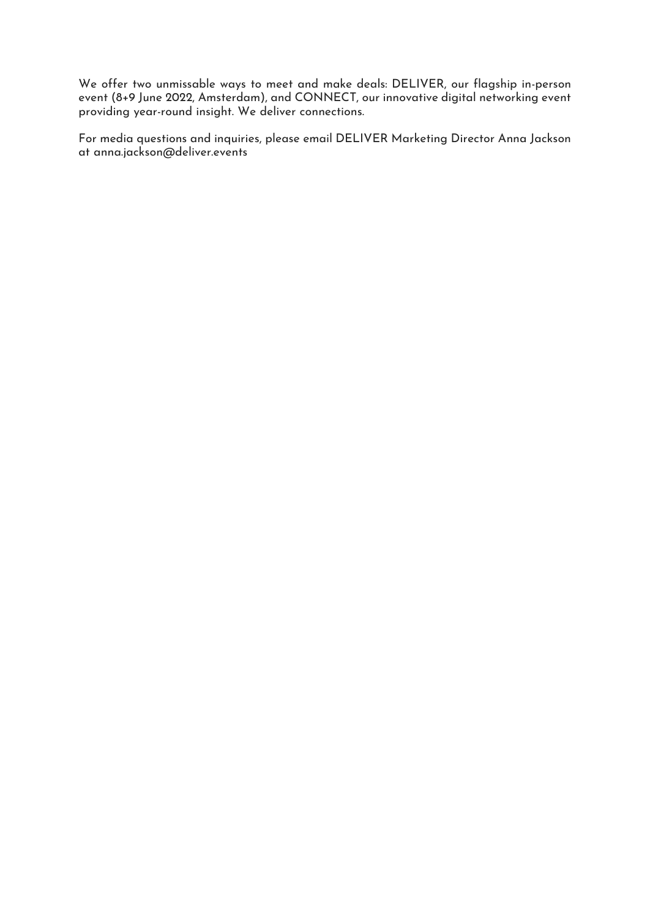We offer two unmissable ways to meet and make deals: DELIVER, our flagship in-person event (8+9 June 2022, Amsterdam), and CONNECT, our innovative digital networking event providing year-round insight. We deliver connections.

For media questions and inquiries, please email DELIVER Marketing Director Anna Jackson at anna.jackson@deliver.events